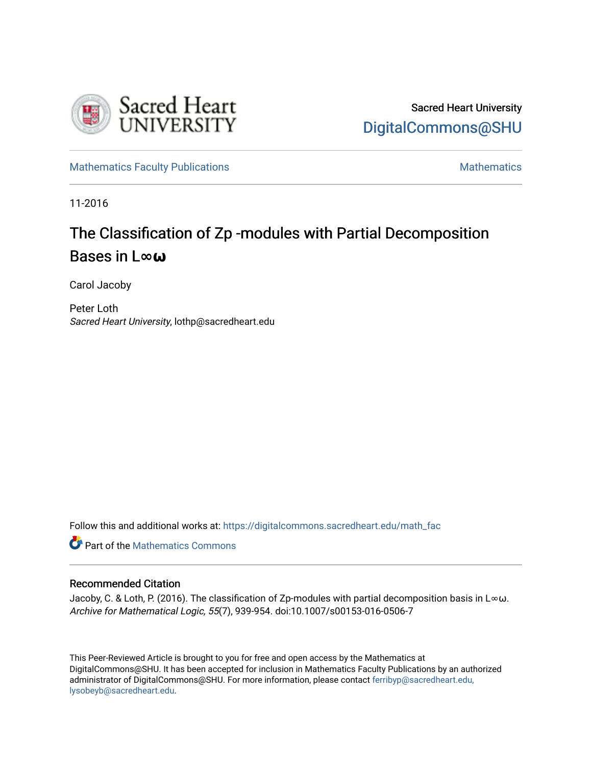Sacred Heart University

DigitalCommons@SHU

Mathematics Faculty Publications | Mathematics

11-2016

# The Classification of Zp -modules with Partial Decomposition Bases in L∞ω

Carol Jacoby

Peter Loth
*Sacred Heart University*, lothp@sacredheart.edu

Follow this and additional works at: https://digitalcommons.sacredheart.edu/math_fac

Part of the Mathematics Commons

## Recommended Citation

Jacoby, C. & Loth, P. (2016). The classification of Zp-modules with partial decomposition basis in L∞ω. *Archive for Mathematical Logic, 55*(7), 939-954. doi:10.1007/s00153-016-0506-7

This Peer-Reviewed Article is brought to you for free and open access by the Mathematics at DigitalCommons@SHU. It has been accepted for inclusion in Mathematics Faculty Publications by an authorized administrator of DigitalCommons@SHU. For more information, please contact ferribyp@sacredheart.edu, lysobeyb@sacredheart.edu.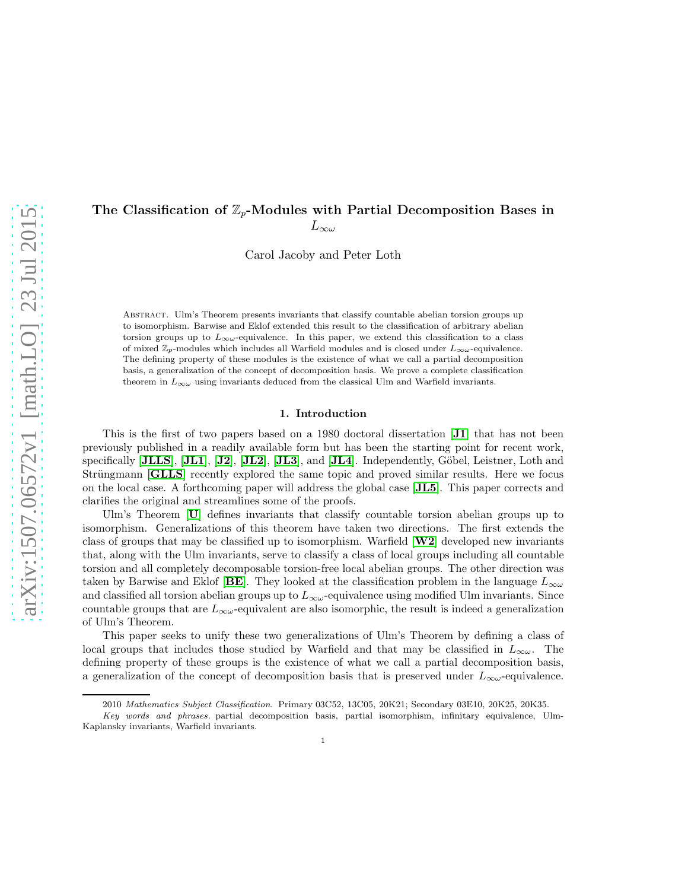# The Classification of $\mathbb{Z}_p$-Modules with Partial Decomposition Bases in $L_{\infty\omega}$

Carol Jacoby and Peter Loth

Abstract. Ulm's Theorem presents invariants that classify countable abelian torsion groups up to isomorphism. Barwise and Eklof extended this result to the classification of arbitrary abelian torsion groups up to $L_{\infty\omega}$-equivalence. In this paper, we extend this classification to a class of mixed $\mathbb{Z}_p$-modules which includes all Warfield modules and is closed under $L_{\infty\omega}$-equivalence. The defining property of these modules is the existence of what we call a partial decomposition basis, a generalization of the concept of decomposition basis. We prove a complete classification theorem in $L_{\infty\omega}$ using invariants deduced from the classical Ulm and Warfield invariants.

## 1. Introduction

This is the first of two papers based on a 1980 doctoral dissertation [J1] that has not been previously published in a readily available form but has been the starting point for recent work, specifically [JLLS], [JL1], [J2], [JL2], [JL3], and [JL4]. Independently, Göbel, Leistner, Loth and Strüngmann [GLLS] recently explored the same topic and proved similar results. Here we focus on the local case. A forthcoming paper will address the global case [JL5]. This paper corrects and clarifies the original and streamlines some of the proofs.

Ulm's Theorem [U] defines invariants that classify countable torsion abelian groups up to isomorphism. Generalizations of this theorem have taken two directions. The first extends the class of groups that may be classified up to isomorphism. Warfield [W2] developed new invariants that, along with the Ulm invariants, serve to classify a class of local groups including all countable torsion and all completely decomposable torsion-free local abelian groups. The other direction was taken by Barwise and Eklof [BE]. They looked at the classification problem in the language $L_{\infty\omega}$ and classified all torsion abelian groups up to $L_{\infty\omega}$-equivalence using modified Ulm invariants. Since countable groups that are $L_{\infty\omega}$-equivalent are also isomorphic, the result is indeed a generalization of Ulm's Theorem.

This paper seeks to unify these two generalizations of Ulm's Theorem by defining a class of local groups that includes those studied by Warfield and that may be classified in $L_{\infty\omega}$. The defining property of these groups is the existence of what we call a partial decomposition basis, a generalization of the concept of decomposition basis that is preserved under $L_{\infty\omega}$-equivalence.

2010 *Mathematics Subject Classification.* Primary 03C52, 13C05, 20K21; Secondary 03E10, 20K25, 20K35.

*Key words and phrases.* partial decomposition basis, partial isomorphism, infinitary equivalence, Ulm-Kaplansky invariants, Warfield invariants.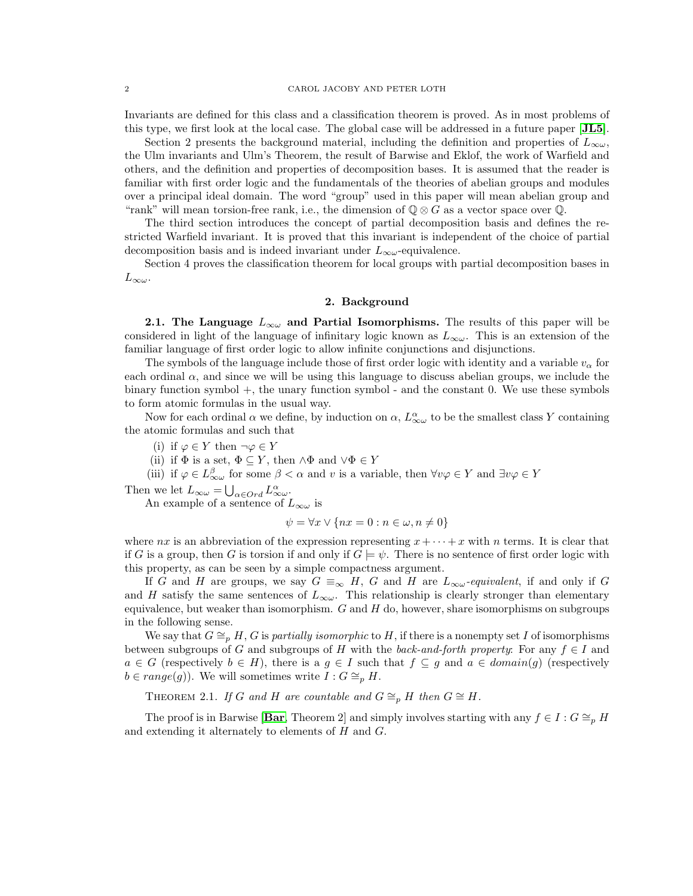Invariants are defined for this class and a classification theorem is proved. As in most problems of this type, we first look at the local case. The global case will be addressed in a future paper [**JL5**].

Section 2 presents the background material, including the definition and properties of $L_{\infty\omega}$, the Ulm invariants and Ulm's Theorem, the result of Barwise and Eklof, the work of Warfield and others, and the definition and properties of decomposition bases. It is assumed that the reader is familiar with first order logic and the fundamentals of the theories of abelian groups and modules over a principal ideal domain. The word "group" used in this paper will mean abelian group and "rank" will mean torsion-free rank, i.e., the dimension of $\mathbb{Q} \otimes G$ as a vector space over $\mathbb{Q}$.

The third section introduces the concept of partial decomposition basis and defines the restricted Warfield invariant. It is proved that this invariant is independent of the choice of partial decomposition basis and is indeed invariant under $L_{\infty\omega}$-equivalence.

Section 4 proves the classification theorem for local groups with partial decomposition bases in $L_{\infty\omega}$.

## 2. Background

**2.1. The Language $L_{\infty\omega}$ and Partial Isomorphisms.** The results of this paper will be considered in light of the language of infinitary logic known as $L_{\infty\omega}$. This is an extension of the familiar language of first order logic to allow infinite conjunctions and disjunctions.

The symbols of the language include those of first order logic with identity and a variable $v_\alpha$ for each ordinal $\alpha$, and since we will be using this language to discuss abelian groups, we include the binary function symbol $+$, the unary function symbol - and the constant 0. We use these symbols to form atomic formulas in the usual way.

Now for each ordinal $\alpha$ we define, by induction on $\alpha$, $L^{\alpha}_{\infty\omega}$ to be the smallest class $Y$ containing the atomic formulas and such that

(i) if $\varphi \in Y$ then $\neg\varphi \in Y$

(ii) if $\Phi$ is a set, $\Phi \subseteq Y$, then $\wedge\Phi$ and $\vee\Phi \in Y$

(iii) if $\varphi \in L^{\beta}_{\infty\omega}$ for some $\beta < \alpha$ and $v$ is a variable, then $\forall v\varphi \in Y$ and $\exists v\varphi \in Y$

Then we let $L_{\infty\omega} = \bigcup_{\alpha \in Ord} L^{\alpha}_{\infty\omega}$.

An example of a sentence of $L_{\infty\omega}$ is

$$\psi = \forall x \vee \{nx = 0 : n \in \omega, n \neq 0\}$$

where $nx$ is an abbreviation of the expression representing $x + \cdots + x$ with $n$ terms. It is clear that if $G$ is a group, then $G$ is torsion if and only if $G \models \psi$. There is no sentence of first order logic with this property, as can be seen by a simple compactness argument.

If $G$ and $H$ are groups, we say $G \equiv_\infty H$, $G$ and $H$ are *$L_{\infty\omega}$-equivalent*, if and only if $G$ and $H$ satisfy the same sentences of $L_{\infty\omega}$. This relationship is clearly stronger than elementary equivalence, but weaker than isomorphism. $G$ and $H$ do, however, share isomorphisms on subgroups in the following sense.

We say that $G \cong_p H$, $G$ is *partially isomorphic* to $H$, if there is a nonempty set $I$ of isomorphisms between subgroups of $G$ and subgroups of $H$ with the *back-and-forth property*: For any $f \in I$ and $a \in G$ (respectively $b \in H$), there is a $g \in I$ such that $f \subseteq g$ and $a \in domain(g)$ (respectively $b \in range(g)$). We will sometimes write $I : G \cong_p H$.

Theorem 2.1. *If $G$ and $H$ are countable and $G \cong_p H$ then $G \cong H$.*

The proof is in Barwise [**Bar**, Theorem 2] and simply involves starting with any $f \in I : G \cong_p H$ and extending it alternately to elements of $H$ and $G$.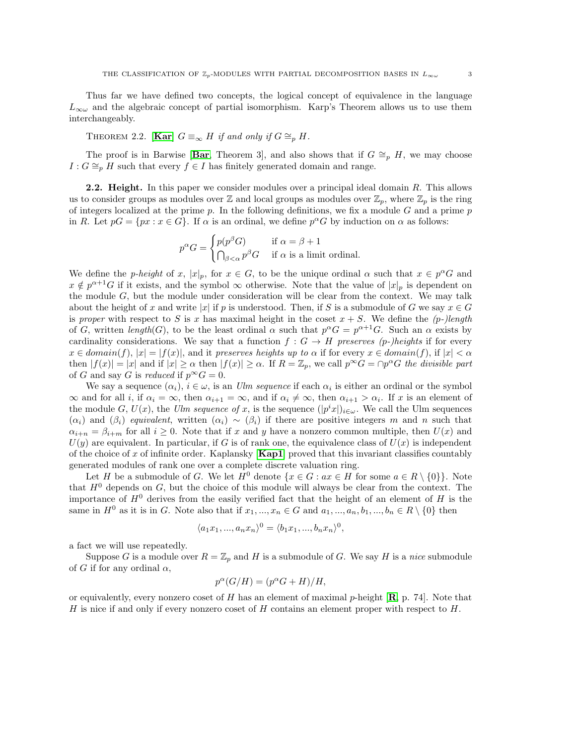Thus far we have defined two concepts, the logical concept of equivalence in the language $L_{\infty\omega}$ and the algebraic concept of partial isomorphism. Karp's Theorem allows us to use them interchangeably.

THEOREM 2.2. [**Kar**] *$G \equiv_\infty H$ if and only if $G \cong_p H$.*

The proof is in Barwise [**Bar**, Theorem 3], and also shows that if $G \cong_p H$, we may choose $I : G \cong_p H$ such that every $f \in I$ has finitely generated domain and range.

**2.2. Height.** In this paper we consider modules over a principal ideal domain $R$. This allows us to consider groups as modules over $\mathbb{Z}$ and local groups as modules over $\mathbb{Z}_p$, where $\mathbb{Z}_p$ is the ring of integers localized at the prime $p$. In the following definitions, we fix a module $G$ and a prime $p$ in $R$. Let $pG = \{px : x \in G\}$. If $\alpha$ is an ordinal, we define $p^\alpha G$ by induction on $\alpha$ as follows:

$$p^\alpha G = \begin{cases} p(p^\beta G) & \text{if } \alpha = \beta + 1 \\ \bigcap_{\beta<\alpha} p^\beta G & \text{if } \alpha \text{ is a limit ordinal.} \end{cases}$$

We define the *p-height* of $x$, $|x|_p$, for $x \in G$, to be the unique ordinal $\alpha$ such that $x \in p^\alpha G$ and $x \notin p^{\alpha+1} G$ if it exists, and the symbol $\infty$ otherwise. Note that the value of $|x|_p$ is dependent on the module $G$, but the module under consideration will be clear from the context. We may talk about the height of $x$ and write $|x|$ if $p$ is understood. Then, if $S$ is a submodule of $G$ we say $x \in G$ is *proper* with respect to $S$ is $x$ has maximal height in the coset $x + S$. We define the *(p-)length* of $G$, written *length*$(G)$, to be the least ordinal $\alpha$ such that $p^\alpha G = p^{\alpha+1} G$. Such an $\alpha$ exists by cardinality considerations. We say that a function $f : G \to H$ *preserves (p-)heights* if for every $x \in domain(f)$, $|x| = |f(x)|$, and it *preserves heights up to* $\alpha$ if for every $x \in domain(f)$, if $|x| < \alpha$ then $|f(x)| = |x|$ and if $|x| \geq \alpha$ then $|f(x)| \geq \alpha$. If $R = \mathbb{Z}_p$, we call $p^\infty G = \cap p^\alpha G$ *the divisible part* of $G$ and say $G$ is *reduced* if $p^\infty G = 0$.

We say a sequence $(\alpha_i)$, $i \in \omega$, is an *Ulm sequence* if each $\alpha_i$ is either an ordinal or the symbol $\infty$ and for all $i$, if $\alpha_i = \infty$, then $\alpha_{i+1} = \infty$, and if $\alpha_i \neq \infty$, then $\alpha_{i+1} > \alpha_i$. If $x$ is an element of the module $G$, $U(x)$, the *Ulm sequence of* $x$, is the sequence $(|p^i x|)_{i\in\omega}$. We call the Ulm sequences $(\alpha_i)$ and $(\beta_i)$ *equivalent*, written $(\alpha_i) \sim (\beta_i)$ if there are positive integers $m$ and $n$ such that $\alpha_{i+n} = \beta_{i+m}$ for all $i \geq 0$. Note that if $x$ and $y$ have a nonzero common multiple, then $U(x)$ and $U(y)$ are equivalent. In particular, if $G$ is of rank one, the equivalence class of $U(x)$ is independent of the choice of $x$ of infinite order. Kaplansky [**Kap1**] proved that this invariant classifies countably generated modules of rank one over a complete discrete valuation ring.

Let $H$ be a submodule of $G$. We let $H^0$ denote $\{x \in G : ax \in H \text{ for some } a \in R \setminus \{0\}\}$. Note that $H^0$ depends on $G$, but the choice of this module will always be clear from the context. The importance of $H^0$ derives from the easily verified fact that the height of an element of $H$ is the same in $H^0$ as it is in $G$. Note also that if $x_1, ..., x_n \in G$ and $a_1, ..., a_n, b_1, ..., b_n \in R \setminus \{0\}$ then

$$\langle a_1 x_1, ..., a_n x_n \rangle^0 = \langle b_1 x_1, ..., b_n x_n \rangle^0,$$

a fact we will use repeatedly.

Suppose $G$ is a module over $R = \mathbb{Z}_p$ and $H$ is a submodule of $G$. We say $H$ is a *nice* submodule of $G$ if for any ordinal $\alpha$,

$$p^\alpha (G/H) = (p^\alpha G + H)/H,$$

or equivalently, every nonzero coset of $H$ has an element of maximal $p$-height [**R**, p. 74]. Note that $H$ is nice if and only if every nonzero coset of $H$ contains an element proper with respect to $H$.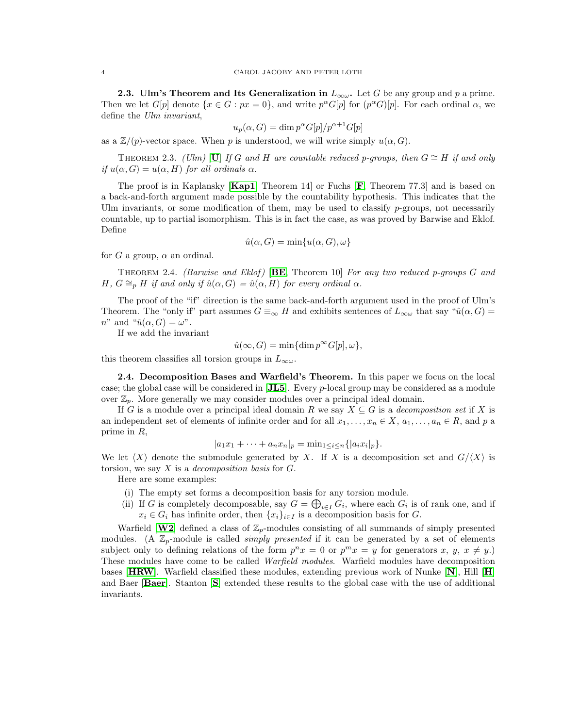**2.3. Ulm's Theorem and Its Generalization in $L_{\infty\omega}$.** Let $G$ be any group and $p$ a prime. Then we let $G[p]$ denote $\{x \in G : px = 0\}$, and write $p^\alpha G[p]$ for $(p^\alpha G)[p]$. For each ordinal $\alpha$, we define the *Ulm invariant*,

$$u_p(\alpha, G) = \dim p^\alpha G[p]/p^{\alpha+1}G[p]$$

as a $\mathbb{Z}/(p)$-vector space. When $p$ is understood, we will write simply $u(\alpha, G)$.

Theorem 2.3. *(Ulm)* [**U**] *If $G$ and $H$ are countable reduced $p$-groups, then $G \cong H$ if and only if $u(\alpha, G) = u(\alpha, H)$ for all ordinals $\alpha$.*

The proof is in Kaplansky [**Kap1**, Theorem 14] or Fuchs [**F**, Theorem 77.3] and is based on a back-and-forth argument made possible by the countability hypothesis. This indicates that the Ulm invariants, or some modification of them, may be used to classify $p$-groups, not necessarily countable, up to partial isomorphism. This is in fact the case, as was proved by Barwise and Eklof. Define

$$\hat{u}(\alpha, G) = \min\{u(\alpha, G), \omega\}$$

for $G$ a group, $\alpha$ an ordinal.

Theorem 2.4. *(Barwise and Eklof)* [**BE**, Theorem 10] *For any two reduced $p$-groups $G$ and $H$, $G \cong_p H$ if and only if $\hat{u}(\alpha, G) = \hat{u}(\alpha, H)$ for every ordinal $\alpha$.*

The proof of the "if" direction is the same back-and-forth argument used in the proof of Ulm's Theorem. The "only if" part assumes $G \equiv_\infty H$ and exhibits sentences of $L_{\infty\omega}$ that say "$\hat{u}(\alpha, G) = n$" and "$\hat{u}(\alpha, G) = \omega$".

If we add the invariant

$$\hat{u}(\infty, G) = \min\{\dim p^\infty G[p], \omega\},$$

this theorem classifies all torsion groups in $L_{\infty\omega}$.

**2.4. Decomposition Bases and Warfield's Theorem.** In this paper we focus on the local case; the global case will be considered in [**JL5**]. Every $p$-local group may be considered as a module over $\mathbb{Z}_p$. More generally we may consider modules over a principal ideal domain.

If $G$ is a module over a principal ideal domain $R$ we say $X \subseteq G$ is a *decomposition set* if $X$ is an independent set of elements of infinite order and for all $x_1, \ldots, x_n \in X$, $a_1, \ldots, a_n \in R$, and $p$ a prime in $R$,

$$|a_1x_1 + \cdots + a_nx_n|_p = \min_{1 \le i \le n}\{|a_ix_i|_p\}.$$

We let $\langle X \rangle$ denote the submodule generated by $X$. If $X$ is a decomposition set and $G/\langle X \rangle$ is torsion, we say $X$ is a *decomposition basis* for $G$.

Here are some examples:

(i) The empty set forms a decomposition basis for any torsion module.

(ii) If $G$ is completely decomposable, say $G = \bigoplus_{i \in I} G_i$, where each $G_i$ is of rank one, and if $x_i \in G_i$ has infinite order, then $\{x_i\}_{i \in I}$ is a decomposition basis for $G$.

Warfield [**W2**] defined a class of $\mathbb{Z}_p$-modules consisting of all summands of simply presented modules. (A $\mathbb{Z}_p$-module is called *simply presented* if it can be generated by a set of elements subject only to defining relations of the form $p^n x = 0$ or $p^m x = y$ for generators $x$, $y$, $x \neq y$.) These modules have come to be called *Warfield modules*. Warfield modules have decomposition bases [**HRW**]. Warfield classified these modules, extending previous work of Nunke [**N**], Hill [**H**] and Baer [**Baer**]. Stanton [**S**] extended these results to the global case with the use of additional invariants.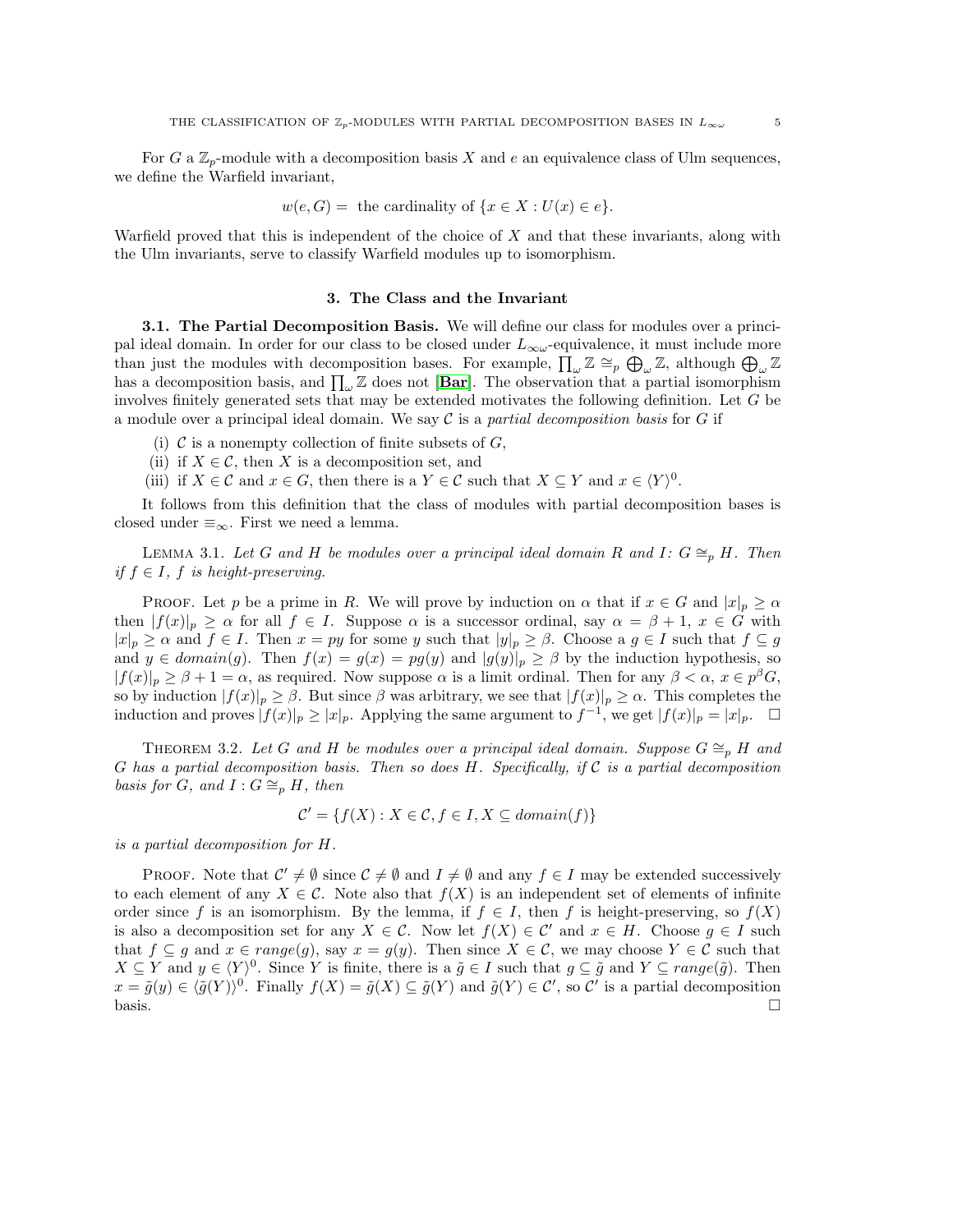For $G$ a $\mathbb{Z}_p$-module with a decomposition basis $X$ and $e$ an equivalence class of Ulm sequences, we define the Warfield invariant,

$$w(e, G) = \text{ the cardinality of } \{x \in X : U(x) \in e\}.$$

Warfield proved that this is independent of the choice of $X$ and that these invariants, along with the Ulm invariants, serve to classify Warfield modules up to isomorphism.

## 3. The Class and the Invariant

**3.1. The Partial Decomposition Basis.** We will define our class for modules over a principal ideal domain. In order for our class to be closed under $L_{\infty\omega}$-equivalence, it must include more than just the modules with decomposition bases. For example, $\prod_\omega \mathbb{Z} \cong_p \bigoplus_\omega \mathbb{Z}$, although $\bigoplus_\omega \mathbb{Z}$ has a decomposition basis, and $\prod_\omega \mathbb{Z}$ does not [**Bar**]. The observation that a partial isomorphism involves finitely generated sets that may be extended motivates the following definition. Let $G$ be a module over a principal ideal domain. We say $\mathcal{C}$ is a *partial decomposition basis* for $G$ if

(i) $\mathcal{C}$ is a nonempty collection of finite subsets of $G$,
(ii) if $X \in \mathcal{C}$, then $X$ is a decomposition set, and
(iii) if $X \in \mathcal{C}$ and $x \in G$, then there is a $Y \in \mathcal{C}$ such that $X \subseteq Y$ and $x \in \langle Y \rangle^0$.

It follows from this definition that the class of modules with partial decomposition bases is closed under $\equiv_\infty$. First we need a lemma.

Lemma 3.1. *Let $G$ and $H$ be modules over a principal ideal domain $R$ and $I \colon G \cong_p H$. Then if $f \in I$, $f$ is height-preserving.*

Proof. Let $p$ be a prime in $R$. We will prove by induction on $\alpha$ that if $x \in G$ and $|x|_p \geq \alpha$ then $|f(x)|_p \geq \alpha$ for all $f \in I$. Suppose $\alpha$ is a successor ordinal, say $\alpha = \beta + 1$, $x \in G$ with $|x|_p \geq \alpha$ and $f \in I$. Then $x = py$ for some $y$ such that $|y|_p \geq \beta$. Choose a $g \in I$ such that $f \subseteq g$ and $y \in domain(g)$. Then $f(x) = g(x) = pg(y)$ and $|g(y)|_p \geq \beta$ by the induction hypothesis, so $|f(x)|_p \geq \beta + 1 = \alpha$, as required. Now suppose $\alpha$ is a limit ordinal. Then for any $\beta < \alpha$, $x \in p^\beta G$, so by induction $|f(x)|_p \geq \beta$. But since $\beta$ was arbitrary, we see that $|f(x)|_p \geq \alpha$. This completes the induction and proves $|f(x)|_p \geq |x|_p$. Applying the same argument to $f^{-1}$, we get $|f(x)|_p = |x|_p$. $\square$

Theorem 3.2. *Let $G$ and $H$ be modules over a principal ideal domain. Suppose $G \cong_p H$ and $G$ has a partial decomposition basis. Then so does $H$. Specifically, if $\mathcal{C}$ is a partial decomposition basis for $G$, and $I : G \cong_p H$, then*

$$\mathcal{C}' = \{f(X) : X \in \mathcal{C}, f \in I, X \subseteq domain(f)\}$$

*is a partial decomposition for $H$.*

Proof. Note that $\mathcal{C}' \neq \emptyset$ since $\mathcal{C} \neq \emptyset$ and $I \neq \emptyset$ and any $f \in I$ may be extended successively to each element of any $X \in \mathcal{C}$. Note also that $f(X)$ is an independent set of elements of infinite order since $f$ is an isomorphism. By the lemma, if $f \in I$, then $f$ is height-preserving, so $f(X)$ is also a decomposition set for any $X \in \mathcal{C}$. Now let $f(X) \in \mathcal{C}'$ and $x \in H$. Choose $g \in I$ such that $f \subseteq g$ and $x \in range(g)$, say $x = g(y)$. Then since $X \in \mathcal{C}$, we may choose $Y \in \mathcal{C}$ such that $X \subseteq Y$ and $y \in \langle Y \rangle^0$. Since $Y$ is finite, there is a $\tilde{g} \in I$ such that $g \subseteq \tilde{g}$ and $Y \subseteq range(\tilde{g})$. Then $x = \tilde{g}(y) \in \langle \tilde{g}(Y) \rangle^0$. Finally $f(X) = \tilde{g}(X) \subseteq \tilde{g}(Y)$ and $\tilde{g}(Y) \in \mathcal{C}'$, so $\mathcal{C}'$ is a partial decomposition basis. $\square$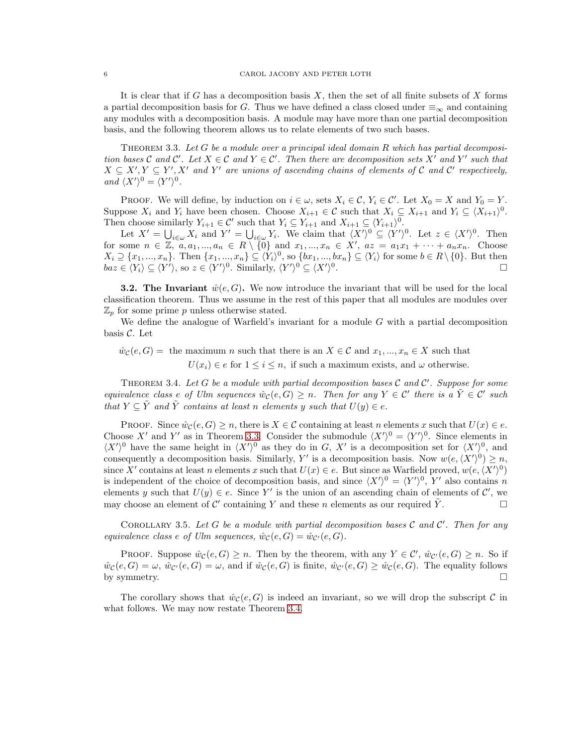It is clear that if $G$ has a decomposition basis $X$, then the set of all finite subsets of $X$ forms a partial decomposition basis for $G$. Thus we have defined a class closed under $\equiv_\infty$ and containing any modules with a decomposition basis. A module may have more than one partial decomposition basis, and the following theorem allows us to relate elements of two such bases.

Theorem 3.3. *Let $G$ be a module over a principal ideal domain $R$ which has partial decomposition bases $\mathcal{C}$ and $\mathcal{C}'$. Let $X \in \mathcal{C}$ and $Y \in \mathcal{C}'$. Then there are decomposition sets $X'$ and $Y'$ such that $X \subseteq X', Y \subseteq Y', X'$ and $Y'$ are unions of ascending chains of elements of $\mathcal{C}$ and $\mathcal{C}'$ respectively, and $\langle X' \rangle^0 = \langle Y' \rangle^0$.*

Proof. We will define, by induction on $i \in \omega$, sets $X_i \in \mathcal{C}$, $Y_i \in \mathcal{C}'$. Let $X_0 = X$ and $Y_0 = Y$. Suppose $X_i$ and $Y_i$ have been chosen. Choose $X_{i+1} \in \mathcal{C}$ such that $X_i \subseteq X_{i+1}$ and $Y_i \subseteq \langle X_{i+1} \rangle^0$. Then choose similarly $Y_{i+1} \in \mathcal{C}'$ such that $Y_i \subseteq Y_{i+1}$ and $X_{i+1} \subseteq \langle Y_{i+1} \rangle^0$.

Let $X' = \bigcup_{i\in\omega} X_i$ and $Y' = \bigcup_{i\in\omega} Y_i$. We claim that $\langle X' \rangle^0 \subseteq \langle Y' \rangle^0$. Let $z \in \langle X' \rangle^0$. Then for some $n \in \mathbb{Z}$, $a, a_1, ..., a_n \in R \setminus \{0\}$ and $x_1, ..., x_n \in X'$, $az = a_1x_1 + \cdots + a_nx_n$. Choose $X_i \supseteq \{x_1, ..., x_n\}$. Then $\{x_1, ..., x_n\} \subseteq \langle Y_i \rangle^0$, so $\{bx_1, ..., bx_n\} \subseteq \langle Y_i \rangle$ for some $b \in R \setminus \{0\}$. But then $baz \in \langle Y_i \rangle \subseteq \langle Y' \rangle$, so $z \in \langle Y' \rangle^0$. Similarly, $\langle Y' \rangle^0 \subseteq \langle X' \rangle^0$. □

**3.2. The Invariant $\hat{w}(e, G)$.** We now introduce the invariant that will be used for the local classification theorem. Thus we assume in the rest of this paper that all modules are modules over $\mathbb{Z}_p$ for some prime $p$ unless otherwise stated.

We define the analogue of Warfield's invariant for a module $G$ with a partial decomposition basis $\mathcal{C}$. Let

$$\hat{w}_{\mathcal{C}}(e, G) = \text{ the maximum } n \text{ such that there is an } X \in \mathcal{C} \text{ and } x_1, ..., x_n \in X \text{ such that}$$
$$U(x_i) \in e \text{ for } 1 \leq i \leq n, \text{ if such a maximum exists, and } \omega \text{ otherwise.}$$

Theorem 3.4. *Let $G$ be a module with partial decomposition bases $\mathcal{C}$ and $\mathcal{C}'$. Suppose for some equivalence class $e$ of Ulm sequences $\hat{w}_{\mathcal{C}}(e, G) \geq n$. Then for any $Y \in \mathcal{C}'$ there is a $\tilde{Y} \in \mathcal{C}'$ such that $Y \subseteq \tilde{Y}$ and $\tilde{Y}$ contains at least $n$ elements $y$ such that $U(y) \in e$.*

Proof. Since $\hat{w}_{\mathcal{C}}(e, G) \geq n$, there is $X \in \mathcal{C}$ containing at least $n$ elements $x$ such that $U(x) \in e$. Choose $X'$ and $Y'$ as in Theorem 3.3. Consider the submodule $\langle X' \rangle^0 = \langle Y' \rangle^0$. Since elements in $\langle X' \rangle^0$ have the same height in $\langle X' \rangle^0$ as they do in $G$, $X'$ is a decomposition set for $\langle X' \rangle^0$, and consequently a decomposition basis. Similarly, $Y'$ is a decomposition basis. Now $w(e, \langle X' \rangle^0) \geq n$, since $X'$ contains at least $n$ elements $x$ such that $U(x) \in e$. But since as Warfield proved, $w(e, \langle X' \rangle^0)$ is independent of the choice of decomposition basis, and since $\langle X' \rangle^0 = \langle Y' \rangle^0$, $Y'$ also contains $n$ elements $y$ such that $U(y) \in e$. Since $Y'$ is the union of an ascending chain of elements of $\mathcal{C}'$, we may choose an element of $\mathcal{C}'$ containing $Y$ and these $n$ elements as our required $\tilde{Y}$. □

Corollary 3.5. *Let $G$ be a module with partial decomposition bases $\mathcal{C}$ and $\mathcal{C}'$. Then for any equivalence class $e$ of Ulm sequences, $\hat{w}_{\mathcal{C}}(e, G) = \hat{w}_{\mathcal{C}'}(e, G)$.*

Proof. Suppose $\hat{w}_{\mathcal{C}}(e, G) \geq n$. Then by the theorem, with any $Y \in \mathcal{C}'$, $\hat{w}_{\mathcal{C}'}(e, G) \geq n$. So if $\hat{w}_{\mathcal{C}}(e, G) = \omega$, $\hat{w}_{\mathcal{C}'}(e, G) = \omega$, and if $\hat{w}_{\mathcal{C}}(e, G)$ is finite, $\hat{w}_{\mathcal{C}'}(e, G) \geq \hat{w}_{\mathcal{C}}(e, G)$. The equality follows by symmetry. □

The corollary shows that $\hat{w}_{\mathcal{C}}(e, G)$ is indeed an invariant, so we will drop the subscript $\mathcal{C}$ in what follows. We may now restate Theorem 3.4.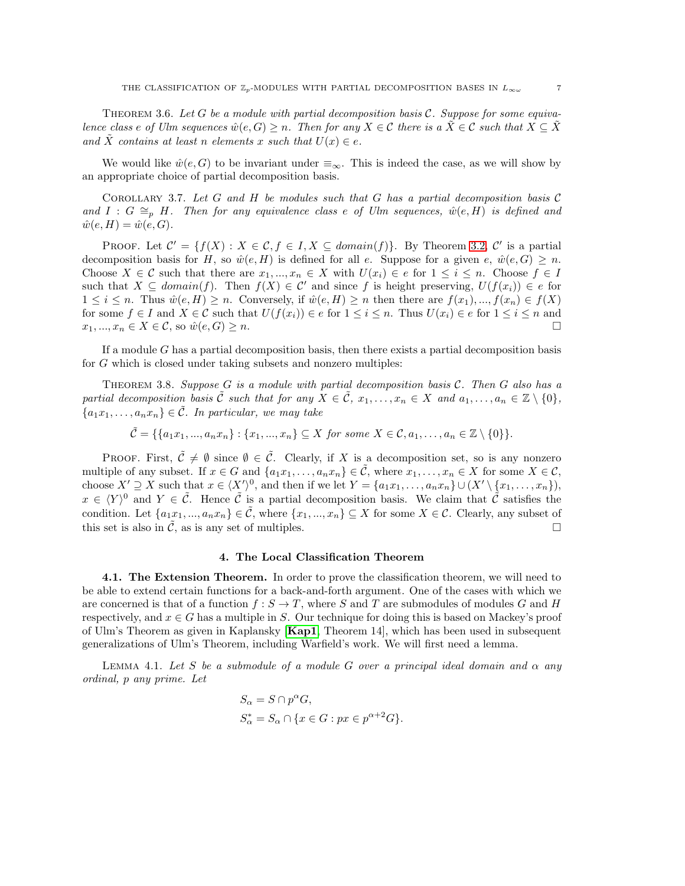Theorem 3.6. *Let $G$ be a module with partial decomposition basis $\mathcal{C}$. Suppose for some equivalence class $e$ of Ulm sequences $\hat{w}(e, G) \geq n$. Then for any $X \in \mathcal{C}$ there is a $\tilde{X} \in \mathcal{C}$ such that $X \subseteq \tilde{X}$ and $\tilde{X}$ contains at least $n$ elements $x$ such that $U(x) \in e$.*

We would like $\hat{w}(e, G)$ to be invariant under $\equiv_\infty$. This is indeed the case, as we will show by an appropriate choice of partial decomposition basis.

Corollary 3.7. *Let $G$ and $H$ be modules such that $G$ has a partial decomposition basis $\mathcal{C}$ and $I : G \cong_p H$. Then for any equivalence class $e$ of Ulm sequences, $\hat{w}(e, H)$ is defined and $\hat{w}(e, H) = \hat{w}(e, G)$.*

Proof. Let $\mathcal{C}' = \{f(X) : X \in \mathcal{C}, f \in I, X \subseteq domain(f)\}$. By Theorem 3.2, $\mathcal{C}'$ is a partial decomposition basis for $H$, so $\hat{w}(e, H)$ is defined for all $e$. Suppose for a given $e$, $\hat{w}(e, G) \geq n$. Choose $X \in \mathcal{C}$ such that there are $x_1, ..., x_n \in X$ with $U(x_i) \in e$ for $1 \leq i \leq n$. Choose $f \in I$ such that $X \subseteq domain(f)$. Then $f(X) \in \mathcal{C}'$ and since $f$ is height preserving, $U(f(x_i)) \in e$ for $1 \leq i \leq n$. Thus $\hat{w}(e, H) \geq n$. Conversely, if $\hat{w}(e, H) \geq n$ then there are $f(x_1), ..., f(x_n) \in f(X)$ for some $f \in I$ and $X \in \mathcal{C}$ such that $U(f(x_i)) \in e$ for $1 \leq i \leq n$. Thus $U(x_i) \in e$ for $1 \leq i \leq n$ and $x_1, ..., x_n \in X \in \mathcal{C}$, so $\hat{w}(e, G) \geq n$. □

If a module $G$ has a partial decomposition basis, then there exists a partial decomposition basis for $G$ which is closed under taking subsets and nonzero multiples:

Theorem 3.8. *Suppose $G$ is a module with partial decomposition basis $\mathcal{C}$. Then $G$ also has a partial decomposition basis $\tilde{\mathcal{C}}$ such that for any $X \in \tilde{\mathcal{C}}$, $x_1, \ldots, x_n \in X$ and $a_1, \ldots, a_n \in \mathbb{Z} \setminus \{0\}$, $\{a_1x_1, \ldots, a_nx_n\} \in \tilde{\mathcal{C}}$. In particular, we may take*

$$\tilde{\mathcal{C}} = \{\{a_1x_1, ..., a_nx_n\} : \{x_1, ..., x_n\} \subseteq X \text{ for some } X \in \mathcal{C}, a_1, \ldots, a_n \in \mathbb{Z} \setminus \{0\}\}.$$

Proof. First, $\tilde{\mathcal{C}} \neq \emptyset$ since $\emptyset \in \tilde{\mathcal{C}}$. Clearly, if $X$ is a decomposition set, so is any nonzero multiple of any subset. If $x \in G$ and $\{a_1x_1, \ldots, a_nx_n\} \in \tilde{\mathcal{C}}$, where $x_1, \ldots, x_n \in X$ for some $X \in \mathcal{C}$, choose $X' \supseteq X$ such that $x \in \langle X' \rangle^0$, and then if we let $Y = \{a_1x_1, \ldots, a_nx_n\} \cup (X' \setminus \{x_1, \ldots, x_n\})$, $x \in \langle Y \rangle^0$ and $Y \in \tilde{\mathcal{C}}$. Hence $\tilde{\mathcal{C}}$ is a partial decomposition basis. We claim that $\tilde{\mathcal{C}}$ satisfies the condition. Let $\{a_1x_1, ..., a_nx_n\} \in \tilde{\mathcal{C}}$, where $\{x_1, ..., x_n\} \subseteq X$ for some $X \in \mathcal{C}$. Clearly, any subset of this set is also in $\tilde{\mathcal{C}}$, as is any set of multiples. □

## 4. The Local Classification Theorem

**4.1. The Extension Theorem.** In order to prove the classification theorem, we will need to be able to extend certain functions for a back-and-forth argument. One of the cases with which we are concerned is that of a function $f : S \to T$, where $S$ and $T$ are submodules of modules $G$ and $H$ respectively, and $x \in G$ has a multiple in $S$. Our technique for doing this is based on Mackey's proof of Ulm's Theorem as given in Kaplansky [**Kap1**, Theorem 14], which has been used in subsequent generalizations of Ulm's Theorem, including Warfield's work. We will first need a lemma.

Lemma 4.1. *Let $S$ be a submodule of a module $G$ over a principal ideal domain and $\alpha$ any ordinal, $p$ any prime. Let*

$$S_\alpha = S \cap p^\alpha G,$$
$$S^*_\alpha = S_\alpha \cap \{x \in G : px \in p^{\alpha+2}G\}.$$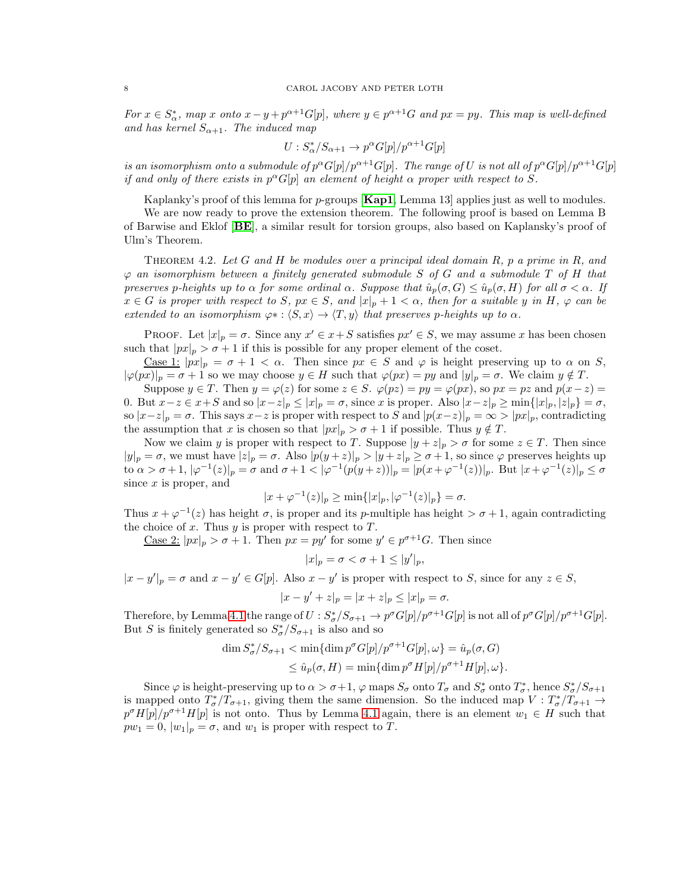*For $x \in S^*_\alpha$, map $x$ onto $x - y + p^{\alpha+1}G[p]$, where $y \in p^{\alpha+1}G$ and $px = py$. This map is well-defined and has kernel $S_{\alpha+1}$. The induced map*

$$U : S^*_\alpha / S_{\alpha+1} \to p^\alpha G[p]/p^{\alpha+1}G[p]$$

*is an isomorphism onto a submodule of $p^\alpha G[p]/p^{\alpha+1}G[p]$. The range of $U$ is not all of $p^\alpha G[p]/p^{\alpha+1}G[p]$ if and only of there exists in $p^\alpha G[p]$ an element of height $\alpha$ proper with respect to $S$.*

Kaplanky's proof of this lemma for $p$-groups [**Kap1**, Lemma 13] applies just as well to modules.

We are now ready to prove the extension theorem. The following proof is based on Lemma B of Barwise and Eklof [**BE**], a similar result for torsion groups, also based on Kaplansky's proof of Ulm's Theorem.

Theorem 4.2. *Let $G$ and $H$ be modules over a principal ideal domain $R$, $p$ a prime in $R$, and $\varphi$ an isomorphism between a finitely generated submodule $S$ of $G$ and a submodule $T$ of $H$ that preserves $p$-heights up to $\alpha$ for some ordinal $\alpha$. Suppose that $\hat{u}_p(\sigma, G) \leq \hat{u}_p(\sigma, H)$ for all $\sigma < \alpha$. If $x \in G$ is proper with respect to $S$, $px \in S$, and $|x|_p + 1 < \alpha$, then for a suitable $y$ in $H$, $\varphi$ can be extended to an isomorphism $\varphi* : \langle S, x\rangle \to \langle T, y\rangle$ that preserves $p$-heights up to $\alpha$.*

Proof. Let $|x|_p = \sigma$. Since any $x' \in x + S$ satisfies $px' \in S$, we may assume $x$ has been chosen such that $|px|_p > \sigma + 1$ if this is possible for any proper element of the coset.

<u>Case 1:</u> $|px|_p = \sigma + 1 < \alpha$. Then since $px \in S$ and $\varphi$ is height preserving up to $\alpha$ on $S$, $|\varphi(px)|_p = \sigma + 1$ so we may choose $y \in H$ such that $\varphi(px) = py$ and $|y|_p = \sigma$. We claim $y \notin T$.

Suppose $y \in T$. Then $y = \varphi(z)$ for some $z \in S$. $\varphi(pz) = py = \varphi(px)$, so $px = pz$ and $p(x - z) = 0$. But $x - z \in x + S$ and so $|x - z|_p \leq |x|_p = \sigma$, since $x$ is proper. Also $|x - z|_p \geq \min\{|x|_p, |z|_p\} = \sigma$, so $|x - z|_p = \sigma$. This says $x - z$ is proper with respect to $S$ and $|p(x - z)|_p = \infty > |px|_p$, contradicting the assumption that $x$ is chosen so that $|px|_p > \sigma + 1$ if possible. Thus $y \notin T$.

Now we claim $y$ is proper with respect to $T$. Suppose $|y + z|_p > \sigma$ for some $z \in T$. Then since $|y|_p = \sigma$, we must have $|z|_p = \sigma$. Also $|p(y + z)|_p > |y + z|_p \geq \sigma + 1$, so since $\varphi$ preserves heights up to $\alpha > \sigma + 1$, $|\varphi^{-1}(z)|_p = \sigma$ and $\sigma + 1 < |\varphi^{-1}(p(y + z))|_p = |p(x + \varphi^{-1}(z))|_p$. But $|x + \varphi^{-1}(z)|_p \leq \sigma$ since $x$ is proper, and

$$|x + \varphi^{-1}(z)|_p \geq \min\{|x|_p, |\varphi^{-1}(z)|_p\} = \sigma.$$

Thus $x + \varphi^{-1}(z)$ has height $\sigma$, is proper and its $p$-multiple has height $> \sigma + 1$, again contradicting the choice of $x$. Thus $y$ is proper with respect to $T$.

<u>Case 2:</u> $|px|_p > \sigma + 1$. Then $px = py'$ for some $y' \in p^{\sigma+1}G$. Then since

$$|x|_p = \sigma < \sigma + 1 \leq |y'|_p,$$

$|x - y'|_p = \sigma$ and $x - y' \in G[p]$. Also $x - y'$ is proper with respect to $S$, since for any $z \in S$,

$$|x - y' + z|_p = |x + z|_p \leq |x|_p = \sigma.$$

Therefore, by Lemma 4.1 the range of $U : S^*_\sigma / S_{\sigma+1} \to p^\sigma G[p]/p^{\sigma+1}G[p]$ is not all of $p^\sigma G[p]/p^{\sigma+1}G[p]$. But $S$ is finitely generated so $S^*_\sigma / S_{\sigma+1}$ is also and so

$$\begin{aligned} \dim S^*_\sigma / S_{\sigma+1} &< \min\{\dim p^\sigma G[p]/p^{\sigma+1}G[p], \omega\} = \hat{u}_p(\sigma, G) \\ &\leq \hat{u}_p(\sigma, H) = \min\{\dim p^\sigma H[p]/p^{\sigma+1}H[p], \omega\}. \end{aligned}$$

Since $\varphi$ is height-preserving up to $\alpha > \sigma + 1$, $\varphi$ maps $S_\sigma$ onto $T_\sigma$ and $S^*_\sigma$ onto $T^*_\sigma$, hence $S^*_\sigma / S_{\sigma+1}$ is mapped onto $T^*_\sigma / T_{\sigma+1}$, giving them the same dimension. So the induced map $V : T^*_\sigma / T_{\sigma+1} \to p^\sigma H[p]/p^{\sigma+1}H[p]$ is not onto. Thus by Lemma 4.1 again, there is an element $w_1 \in H$ such that $pw_1 = 0$, $|w_1|_p = \sigma$, and $w_1$ is proper with respect to $T$.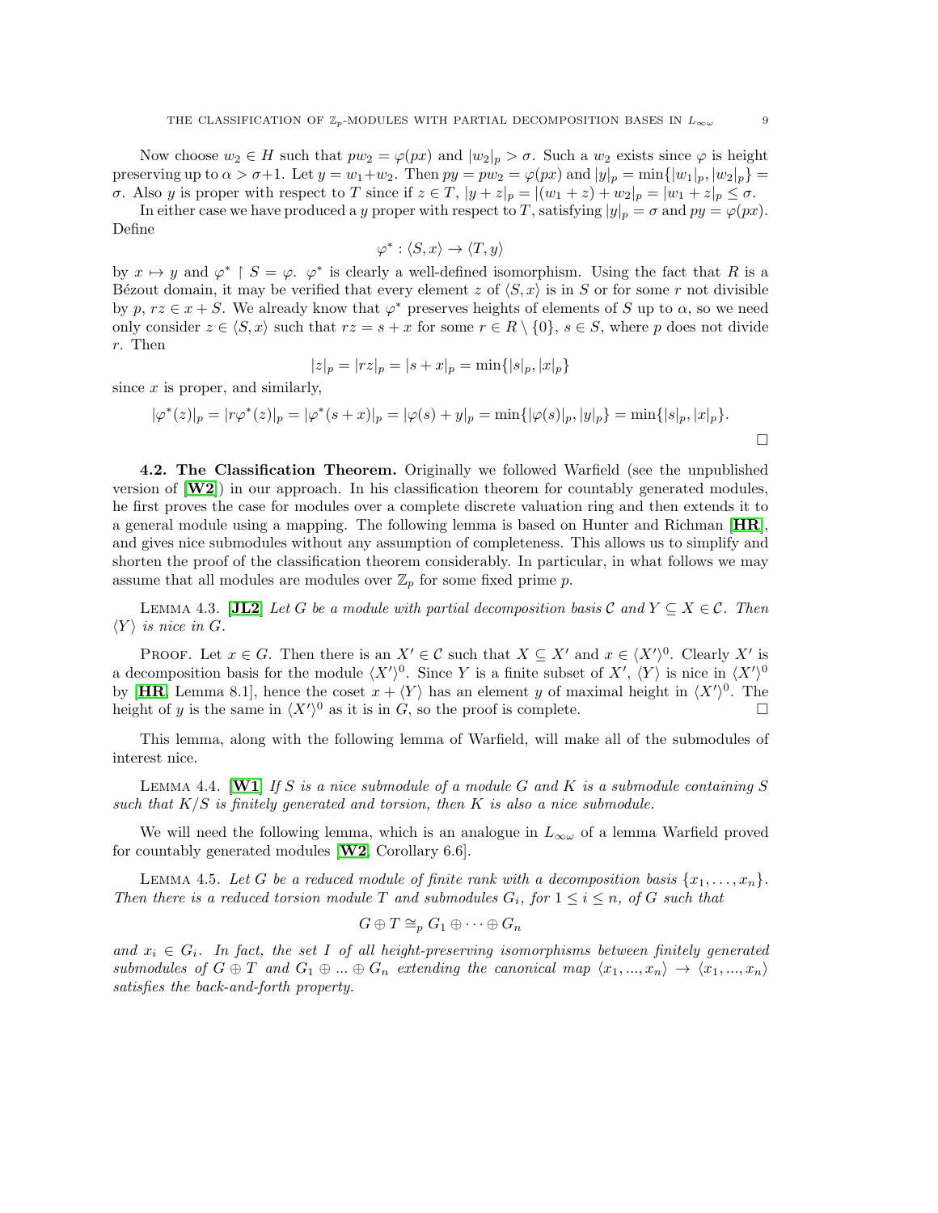Now choose $w_2 \in H$ such that $pw_2 = \varphi(px)$ and $|w_2|_p > \sigma$. Such a $w_2$ exists since $\varphi$ is height preserving up to $\alpha > \sigma+1$. Let $y = w_1 + w_2$. Then $py = pw_2 = \varphi(px)$ and $|y|_p = \min\{|w_1|_p, |w_2|_p\} = \sigma$. Also $y$ is proper with respect to $T$ since if $z \in T$, $|y+z|_p = |(w_1+z)+w_2|_p = |w_1+z|_p \leq \sigma$.

In either case we have produced a $y$ proper with respect to $T$, satisfying $|y|_p = \sigma$ and $py = \varphi(px)$. Define

$$\varphi^* : \langle S, x\rangle \to \langle T, y\rangle$$

by $x \mapsto y$ and $\varphi^* \restriction S = \varphi$. $\varphi^*$ is clearly a well-defined isomorphism. Using the fact that $R$ is a Bézout domain, it may be verified that every element $z$ of $\langle S, x\rangle$ is in $S$ or for some $r$ not divisible by $p$, $rz \in x + S$. We already know that $\varphi^*$ preserves heights of elements of $S$ up to $\alpha$, so we need only consider $z \in \langle S, x\rangle$ such that $rz = s + x$ for some $r \in R \setminus \{0\}$, $s \in S$, where $p$ does not divide $r$. Then

$$|z|_p = |rz|_p = |s+x|_p = \min\{|s|_p, |x|_p\}$$

since $x$ is proper, and similarly,

$$|\varphi^*(z)|_p = |r\varphi^*(z)|_p = |\varphi^*(s+x)|_p = |\varphi(s)+y|_p = \min\{|\varphi(s)|_p, |y|_p\} = \min\{|s|_p, |x|_p\}.$$

□

**4.2. The Classification Theorem.** Originally we followed Warfield (see the unpublished version of [**W2**]) in our approach. In his classification theorem for countably generated modules, he first proves the case for modules over a complete discrete valuation ring and then extends it to a general module using a mapping. The following lemma is based on Hunter and Richman [**HR**], and gives nice submodules without any assumption of completeness. This allows us to simplify and shorten the proof of the classification theorem considerably. In particular, in what follows we may assume that all modules are modules over $\mathbb{Z}_p$ for some fixed prime $p$.

Lemma 4.3. [**JL2**] *Let $G$ be a module with partial decomposition basis $\mathcal{C}$ and $Y \subseteq X \in \mathcal{C}$. Then $\langle Y\rangle$ is nice in $G$.*

Proof. Let $x \in G$. Then there is an $X' \in \mathcal{C}$ such that $X \subseteq X'$ and $x \in \langle X'\rangle^0$. Clearly $X'$ is a decomposition basis for the module $\langle X'\rangle^0$. Since $Y$ is a finite subset of $X'$, $\langle Y\rangle$ is nice in $\langle X'\rangle^0$ by [**HR**, Lemma 8.1], hence the coset $x + \langle Y\rangle$ has an element $y$ of maximal height in $\langle X'\rangle^0$. The height of $y$ is the same in $\langle X'\rangle^0$ as it is in $G$, so the proof is complete. □

This lemma, along with the following lemma of Warfield, will make all of the submodules of interest nice.

Lemma 4.4. [**W1**] *If $S$ is a nice submodule of a module $G$ and $K$ is a submodule containing $S$ such that $K/S$ is finitely generated and torsion, then $K$ is also a nice submodule.*

We will need the following lemma, which is an analogue in $L_{\infty\omega}$ of a lemma Warfield proved for countably generated modules [**W2**, Corollary 6.6].

Lemma 4.5. *Let $G$ be a reduced module of finite rank with a decomposition basis $\{x_1, \ldots, x_n\}$. Then there is a reduced torsion module $T$ and submodules $G_i$, for $1 \leq i \leq n$, of $G$ such that*

$$G \oplus T \cong_p G_1 \oplus \cdots \oplus G_n$$

*and $x_i \in G_i$. In fact, the set $I$ of all height-preserving isomorphisms between finitely generated submodules of $G \oplus T$ and $G_1 \oplus \ldots \oplus G_n$ extending the canonical map $\langle x_1, \ldots, x_n\rangle \to \langle x_1, \ldots, x_n\rangle$ satisfies the back-and-forth property.*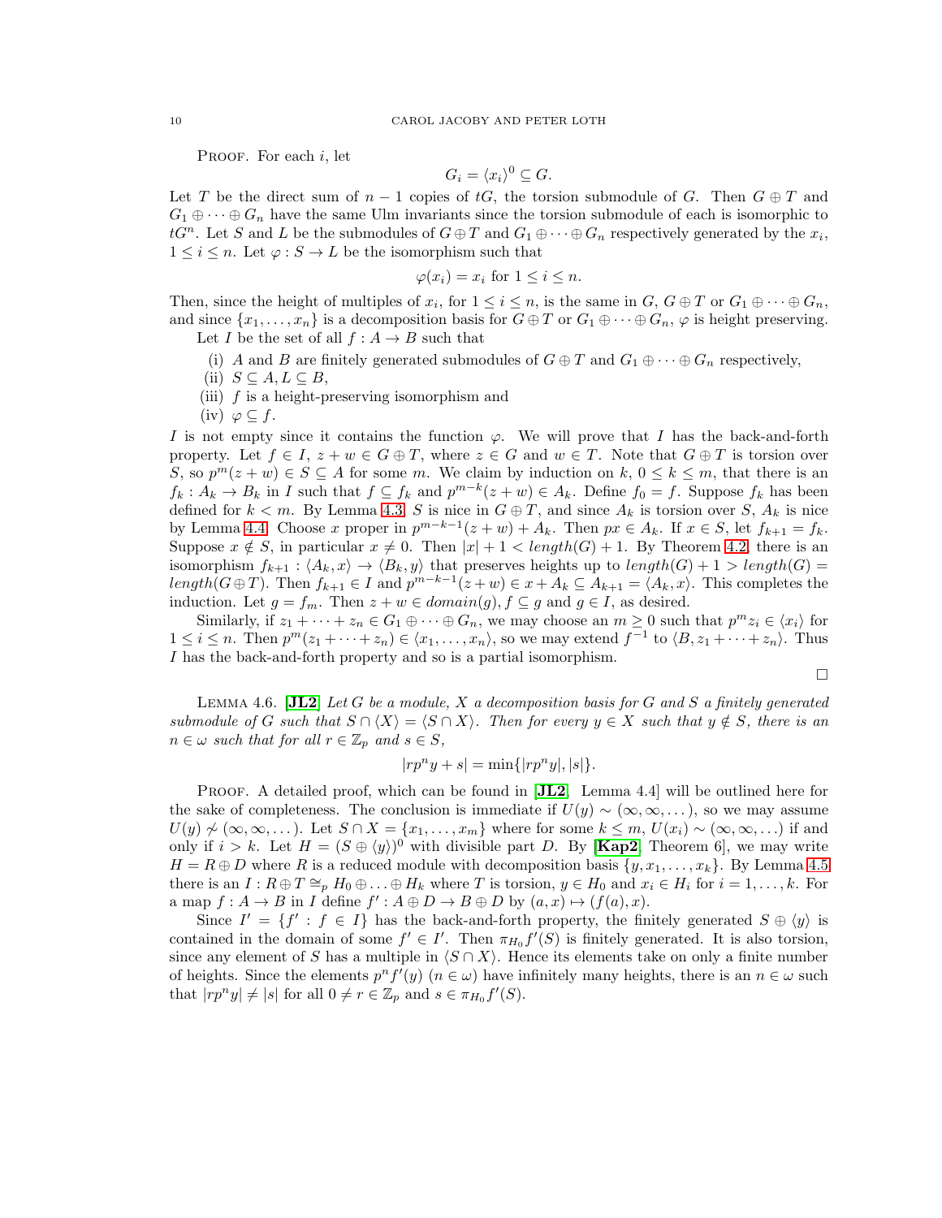Proof. For each $i$, let

$$G_i = \langle x_i \rangle^0 \subseteq G.$$

Let $T$ be the direct sum of $n-1$ copies of $tG$, the torsion submodule of $G$. Then $G \oplus T$ and $G_1 \oplus \cdots \oplus G_n$ have the same Ulm invariants since the torsion submodule of each is isomorphic to $tG^n$. Let $S$ and $L$ be the submodules of $G \oplus T$ and $G_1 \oplus \cdots \oplus G_n$ respectively generated by the $x_i$, $1 \leq i \leq n$. Let $\varphi : S \to L$ be the isomorphism such that

$$\varphi(x_i) = x_i \text{ for } 1 \leq i \leq n.$$

Then, since the height of multiples of $x_i$, for $1 \leq i \leq n$, is the same in $G$, $G \oplus T$ or $G_1 \oplus \cdots \oplus G_n$, and since $\{x_1, \ldots, x_n\}$ is a decomposition basis for $G \oplus T$ or $G_1 \oplus \cdots \oplus G_n$, $\varphi$ is height preserving.

Let $I$ be the set of all $f : A \to B$ such that

(i) $A$ and $B$ are finitely generated submodules of $G \oplus T$ and $G_1 \oplus \cdots \oplus G_n$ respectively,
(ii) $S \subseteq A, L \subseteq B$,
(iii) $f$ is a height-preserving isomorphism and
(iv) $\varphi \subseteq f$.

$I$ is not empty since it contains the function $\varphi$. We will prove that $I$ has the back-and-forth property. Let $f \in I$, $z + w \in G \oplus T$, where $z \in G$ and $w \in T$. Note that $G \oplus T$ is torsion over $S$, so $p^m(z + w) \in S \subseteq A$ for some $m$. We claim by induction on $k$, $0 \leq k \leq m$, that there is an $f_k : A_k \to B_k$ in $I$ such that $f \subseteq f_k$ and $p^{m-k}(z + w) \in A_k$. Define $f_0 = f$. Suppose $f_k$ has been defined for $k < m$. By Lemma 4.3, $S$ is nice in $G \oplus T$, and since $A_k$ is torsion over $S$, $A_k$ is nice by Lemma 4.4. Choose $x$ proper in $p^{m-k-1}(z + w) + A_k$. Then $px \in A_k$. If $x \in S$, let $f_{k+1} = f_k$. Suppose $x \notin S$, in particular $x \neq 0$. Then $|x| + 1 < length(G) + 1$. By Theorem 4.2, there is an isomorphism $f_{k+1} : \langle A_k, x \rangle \to \langle B_k, y \rangle$ that preserves heights up to $length(G) + 1 > length(G) = length(G \oplus T)$. Then $f_{k+1} \in I$ and $p^{m-k-1}(z + w) \in x + A_k \subseteq A_{k+1} = \langle A_k, x \rangle$. This completes the induction. Let $g = f_m$. Then $z + w \in domain(g), f \subseteq g$ and $g \in I$, as desired.

Similarly, if $z_1 + \cdots + z_n \in G_1 \oplus \cdots \oplus G_n$, we may choose an $m \geq 0$ such that $p^m z_i \in \langle x_i \rangle$ for $1 \leq i \leq n$. Then $p^m(z_1 + \cdots + z_n) \in \langle x_1, \ldots, x_n \rangle$, so we may extend $f^{-1}$ to $\langle B, z_1 + \cdots + z_n \rangle$. Thus $I$ has the back-and-forth property and so is a partial isomorphism.

□

Lemma 4.6. [**JL2**] *Let $G$ be a module, $X$ a decomposition basis for $G$ and $S$ a finitely generated submodule of $G$ such that $S \cap \langle X \rangle = \langle S \cap X \rangle$. Then for every $y \in X$ such that $y \notin S$, there is an $n \in \omega$ such that for all $r \in \mathbb{Z}_p$ and $s \in S$,*

$$|rp^n y + s| = \min\{|rp^n y|, |s|\}.$$

Proof. A detailed proof, which can be found in [**JL2**, Lemma 4.4] will be outlined here for the sake of completeness. The conclusion is immediate if $U(y) \sim (\infty, \infty, \ldots)$, so we may assume $U(y) \not\sim (\infty, \infty, \ldots)$. Let $S \cap X = \{x_1, \ldots, x_m\}$ where for some $k \leq m$, $U(x_i) \sim (\infty, \infty, \ldots)$ if and only if $i > k$. Let $H = (S \oplus \langle y \rangle)^0$ with divisible part $D$. By [**Kap2**, Theorem 6], we may write $H = R \oplus D$ where $R$ is a reduced module with decomposition basis $\{y, x_1, \ldots, x_k\}$. By Lemma 4.5 there is an $I : R \oplus T \cong_p H_0 \oplus \ldots \oplus H_k$ where $T$ is torsion, $y \in H_0$ and $x_i \in H_i$ for $i = 1, \ldots, k$. For a map $f : A \to B$ in $I$ define $f' : A \oplus D \to B \oplus D$ by $(a, x) \mapsto (f(a), x)$.

Since $I' = \{f' : f \in I\}$ has the back-and-forth property, the finitely generated $S \oplus \langle y \rangle$ is contained in the domain of some $f' \in I'$. Then $\pi_{H_0} f'(S)$ is finitely generated. It is also torsion, since any element of $S$ has a multiple in $\langle S \cap X \rangle$. Hence its elements take on only a finite number of heights. Since the elements $p^n f'(y)$ $(n \in \omega)$ have infinitely many heights, there is an $n \in \omega$ such that $|rp^n y| \neq |s|$ for all $0 \neq r \in \mathbb{Z}_p$ and $s \in \pi_{H_0} f'(S)$.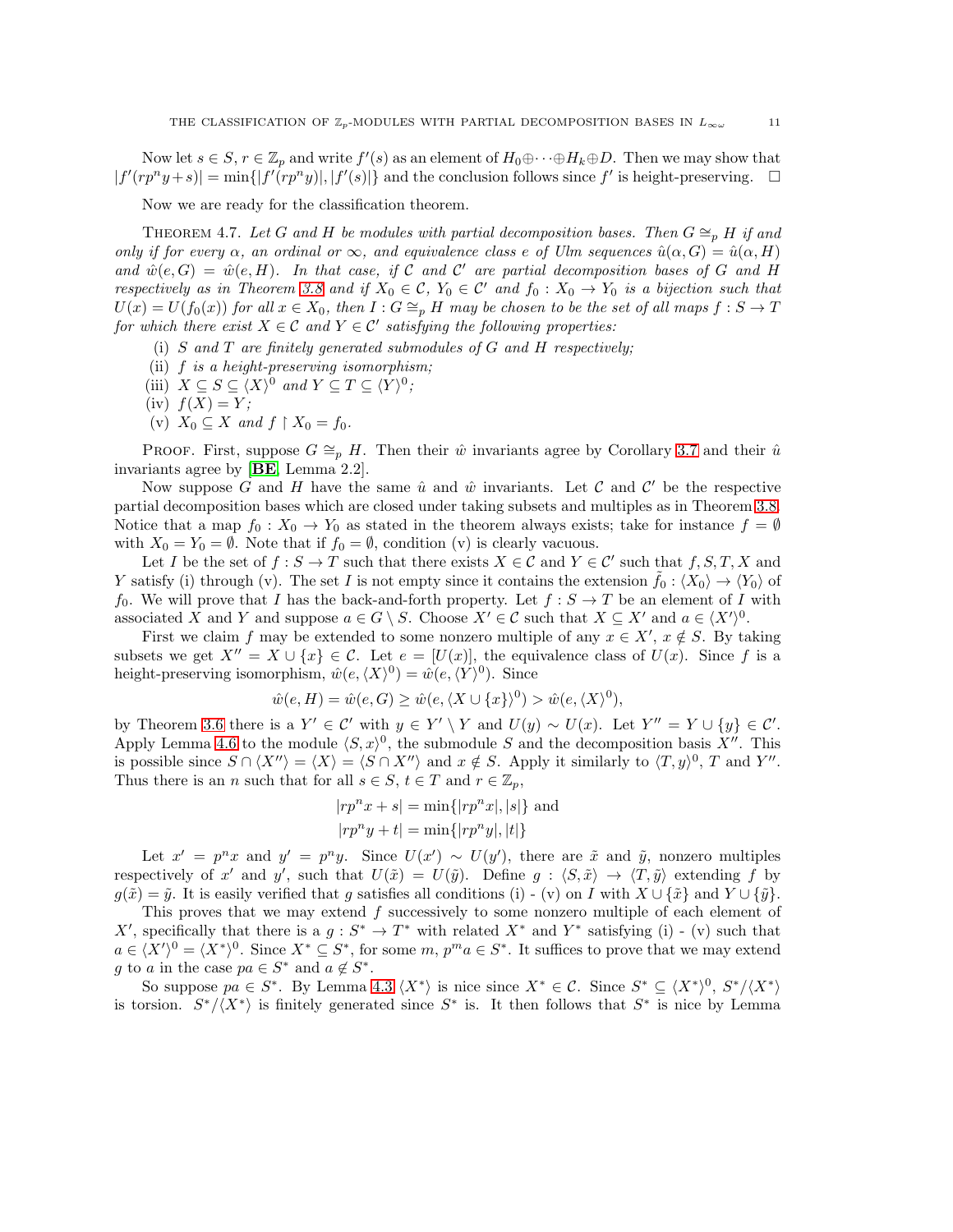Now let $s \in S$, $r \in \mathbb{Z}_p$ and write $f'(s)$ as an element of $H_0 \oplus \cdots \oplus H_k \oplus D$. Then we may show that $|f'(rp^n y + s)| = \min\{|f'(rp^n y)|, |f'(s)|\}$ and the conclusion follows since $f'$ is height-preserving. $\square$

Now we are ready for the classification theorem.

Theorem 4.7. *Let $G$ and $H$ be modules with partial decomposition bases. Then $G \cong_p H$ if and only if for every $\alpha$, an ordinal or $\infty$, and equivalence class $e$ of Ulm sequences $\hat{u}(\alpha, G) = \hat{u}(\alpha, H)$ and $\hat{w}(e, G) = \hat{w}(e, H)$. In that case, if $\mathcal{C}$ and $\mathcal{C}'$ are partial decomposition bases of $G$ and $H$ respectively as in Theorem 3.8 and if $X_0 \in \mathcal{C}$, $Y_0 \in \mathcal{C}'$ and $f_0 : X_0 \to Y_0$ is a bijection such that $U(x) = U(f_0(x))$ for all $x \in X_0$, then $I : G \cong_p H$ may be chosen to be the set of all maps $f : S \to T$ for which there exist $X \in \mathcal{C}$ and $Y \in \mathcal{C}'$ satisfying the following properties:*

- (i) *$S$ and $T$ are finitely generated submodules of $G$ and $H$ respectively;*
- (ii) *$f$ is a height-preserving isomorphism;*
- (iii) *$X \subseteq S \subseteq \langle X \rangle^0$ and $Y \subseteq T \subseteq \langle Y \rangle^0$;*
- (iv) *$f(X) = Y$;*
- (v) *$X_0 \subseteq X$ and $f \restriction X_0 = f_0$.*

Proof. First, suppose $G \cong_p H$. Then their $\hat{w}$ invariants agree by Corollary 3.7 and their $\hat{u}$ invariants agree by [**BE**, Lemma 2.2].

Now suppose $G$ and $H$ have the same $\hat{u}$ and $\hat{w}$ invariants. Let $\mathcal{C}$ and $\mathcal{C}'$ be the respective partial decomposition bases which are closed under taking subsets and multiples as in Theorem 3.8. Notice that a map $f_0 : X_0 \to Y_0$ as stated in the theorem always exists; take for instance $f = \emptyset$ with $X_0 = Y_0 = \emptyset$. Note that if $f_0 = \emptyset$, condition (v) is clearly vacuous.

Let $I$ be the set of $f : S \to T$ such that there exists $X \in \mathcal{C}$ and $Y \in \mathcal{C}'$ such that $f, S, T, X$ and $Y$ satisfy (i) through (v). The set $I$ is not empty since it contains the extension $\tilde{f}_0 : \langle X_0 \rangle \to \langle Y_0 \rangle$ of $f_0$. We will prove that $I$ has the back-and-forth property. Let $f : S \to T$ be an element of $I$ with associated $X$ and $Y$ and suppose $a \in G \setminus S$. Choose $X' \in \mathcal{C}$ such that $X \subseteq X'$ and $a \in \langle X' \rangle^0$.

First we claim $f$ may be extended to some nonzero multiple of any $x \in X'$, $x \notin S$. By taking subsets we get $X'' = X \cup \{x\} \in \mathcal{C}$. Let $e = [U(x)]$, the equivalence class of $U(x)$. Since $f$ is a height-preserving isomorphism, $\hat{w}(e, \langle X \rangle^0) = \hat{w}(e, \langle Y \rangle^0)$. Since

$$\hat{w}(e, H) = \hat{w}(e, G) \geq \hat{w}(e, \langle X \cup \{x\} \rangle^0) > \hat{w}(e, \langle X \rangle^0),$$

by Theorem 3.6 there is a $Y' \in \mathcal{C}'$ with $y \in Y' \setminus Y$ and $U(y) \sim U(x)$. Let $Y'' = Y \cup \{y\} \in \mathcal{C}'$. Apply Lemma 4.6 to the module $\langle S, x \rangle^0$, the submodule $S$ and the decomposition basis $X''$. This is possible since $S \cap \langle X'' \rangle = \langle X \rangle = \langle S \cap X'' \rangle$ and $x \notin S$. Apply it similarly to $\langle T, y \rangle^0$, $T$ and $Y''$. Thus there is an $n$ such that for all $s \in S$, $t \in T$ and $r \in \mathbb{Z}_p$,

$$|rp^n x + s| = \min\{|rp^n x|, |s|\} \text{ and}$$
$$|rp^n y + t| = \min\{|rp^n y|, |t|\}$$

Let $x' = p^n x$ and $y' = p^n y$. Since $U(x') \sim U(y')$, there are $\tilde{x}$ and $\tilde{y}$, nonzero multiples respectively of $x'$ and $y'$, such that $U(\tilde{x}) = U(\tilde{y})$. Define $g : \langle S, \tilde{x} \rangle \to \langle T, \tilde{y} \rangle$ extending $f$ by $g(\tilde{x}) = \tilde{y}$. It is easily verified that $g$ satisfies all conditions (i) - (v) on $I$ with $X \cup \{\tilde{x}\}$ and $Y \cup \{\tilde{y}\}$.

This proves that we may extend $f$ successively to some nonzero multiple of each element of $X'$, specifically that there is a $g : S^* \to T^*$ with related $X^*$ and $Y^*$ satisfying (i) - (v) such that $a \in \langle X' \rangle^0 = \langle X^* \rangle^0$. Since $X^* \subseteq S^*$, for some $m$, $p^m a \in S^*$. It suffices to prove that we may extend $g$ to $a$ in the case $pa \in S^*$ and $a \notin S^*$.

So suppose $pa \in S^*$. By Lemma 4.3 $\langle X^* \rangle$ is nice since $X^* \in \mathcal{C}$. Since $S^* \subseteq \langle X^* \rangle^0$, $S^*/\langle X^* \rangle$ is torsion. $S^*/\langle X^* \rangle$ is finitely generated since $S^*$ is. It then follows that $S^*$ is nice by Lemma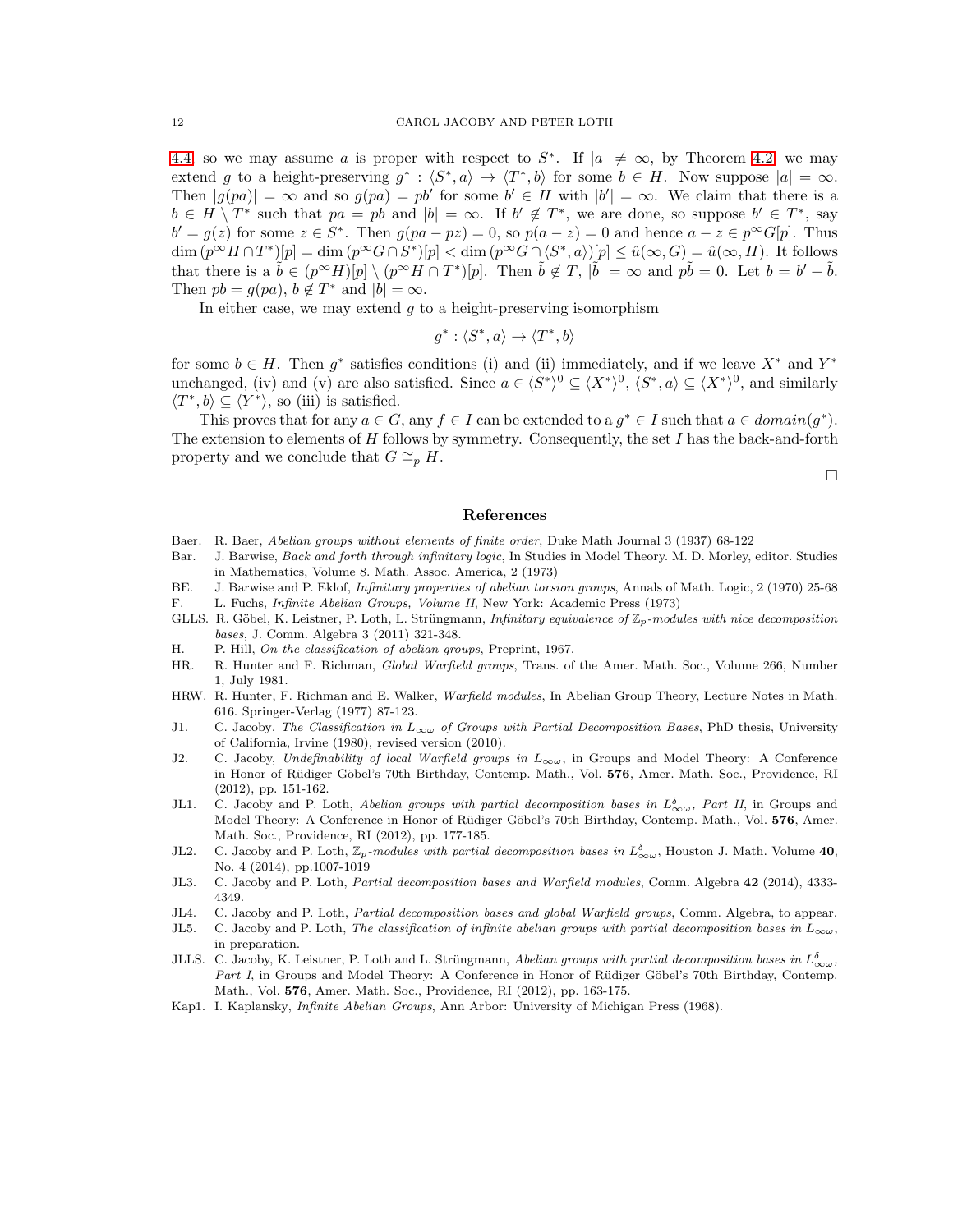4.4, so we may assume $a$ is proper with respect to $S^*$. If $|a| \neq \infty$, by Theorem 4.2, we may extend $g$ to a height-preserving $g^* : \langle S^*, a\rangle \to \langle T^*, b\rangle$ for some $b \in H$. Now suppose $|a| = \infty$. Then $|g(pa)| = \infty$ and so $g(pa) = pb'$ for some $b' \in H$ with $|b'| = \infty$. We claim that there is a $b \in H \setminus T^*$ such that $pa = pb$ and $|b| = \infty$. If $b' \notin T^*$, we are done, so suppose $b' \in T^*$, say $b' = g(z)$ for some $z \in S^*$. Then $g(pa - pz) = 0$, so $p(a - z) = 0$ and hence $a - z \in p^\infty G[p]$. Thus $\dim (p^\infty H \cap T^*)[p] = \dim (p^\infty G \cap S^*)[p] < \dim (p^\infty G \cap \langle S^*, a\rangle)[p] \leq \hat{u}(\infty, G) = \hat{u}(\infty, H)$. It follows that there is a $\tilde{b} \in (p^\infty H)[p] \setminus (p^\infty H \cap T^*)[p]$. Then $\tilde{b} \notin T$, $|\tilde{b}| = \infty$ and $p\tilde{b} = 0$. Let $b = b' + \tilde{b}$. Then $pb = g(pa)$, $b \notin T^*$ and $|b| = \infty$.

In either case, we may extend $g$ to a height-preserving isomorphism

$$g^* : \langle S^*, a\rangle \to \langle T^*, b\rangle$$

for some $b \in H$. Then $g^*$ satisfies conditions (i) and (ii) immediately, and if we leave $X^*$ and $Y^*$ unchanged, (iv) and (v) are also satisfied. Since $a \in \langle S^*\rangle^0 \subseteq \langle X^*\rangle^0$, $\langle S^*, a\rangle \subseteq \langle X^*\rangle^0$, and similarly $\langle T^*, b\rangle \subseteq \langle Y^*\rangle$, so (iii) is satisfied.

This proves that for any $a \in G$, any $f \in I$ can be extended to a $g^* \in I$ such that $a \in domain(g^*)$. The extension to elements of $H$ follows by symmetry. Consequently, the set $I$ has the back-and-forth property and we conclude that $G \cong_p H$.

□

## References

- Baer. R. Baer, *Abelian groups without elements of finite order*, Duke Math Journal 3 (1937) 68-122
- Bar. J. Barwise, *Back and forth through infinitary logic*, In Studies in Model Theory. M. D. Morley, editor. Studies in Mathematics, Volume 8. Math. Assoc. America, 2 (1973)
- BE. J. Barwise and P. Eklof, *Infinitary properties of abelian torsion groups*, Annals of Math. Logic, 2 (1970) 25-68
- F. L. Fuchs, *Infinite Abelian Groups, Volume II*, New York: Academic Press (1973)
- GLLS. R. Göbel, K. Leistner, P. Loth, L. Strüngmann, *Infinitary equivalence of $\mathbb{Z}_p$-modules with nice decomposition bases*, J. Comm. Algebra 3 (2011) 321-348.
- H. P. Hill, *On the classification of abelian groups*, Preprint, 1967.
- HR. R. Hunter and F. Richman, *Global Warfield groups*, Trans. of the Amer. Math. Soc., Volume 266, Number 1, July 1981.
- HRW. R. Hunter, F. Richman and E. Walker, *Warfield modules*, In Abelian Group Theory, Lecture Notes in Math. 616. Springer-Verlag (1977) 87-123.
- J1. C. Jacoby, *The Classification in $L_{\infty\omega}$ of Groups with Partial Decomposition Bases*, PhD thesis, University of California, Irvine (1980), revised version (2010).
- J2. C. Jacoby, *Undefinability of local Warfield groups in $L_{\infty\omega}$*, in Groups and Model Theory: A Conference in Honor of Rüdiger Göbel's 70th Birthday, Contemp. Math., Vol. **576**, Amer. Math. Soc., Providence, RI (2012), pp. 151-162.
- JL1. C. Jacoby and P. Loth, *Abelian groups with partial decomposition bases in $L^\delta_{\infty\omega}$, Part II*, in Groups and Model Theory: A Conference in Honor of Rüdiger Göbel's 70th Birthday, Contemp. Math., Vol. **576**, Amer. Math. Soc., Providence, RI (2012), pp. 177-185.
- JL2. C. Jacoby and P. Loth, *$\mathbb{Z}_p$-modules with partial decomposition bases in $L^\delta_{\infty\omega}$*, Houston J. Math. Volume **40**, No. 4 (2014), pp.1007-1019
- JL3. C. Jacoby and P. Loth, *Partial decomposition bases and Warfield modules*, Comm. Algebra **42** (2014), 4333-4349.
- JL4. C. Jacoby and P. Loth, *Partial decomposition bases and global Warfield groups*, Comm. Algebra, to appear.
- JL5. C. Jacoby and P. Loth, *The classification of infinite abelian groups with partial decomposition bases in $L_{\infty\omega}$*, in preparation.
- JLLS. C. Jacoby, K. Leistner, P. Loth and L. Strüngmann, *Abelian groups with partial decomposition bases in $L^\delta_{\infty\omega}$, Part I*, in Groups and Model Theory: A Conference in Honor of Rüdiger Göbel's 70th Birthday, Contemp. Math., Vol. **576**, Amer. Math. Soc., Providence, RI (2012), pp. 163-175.
- Kap1. I. Kaplansky, *Infinite Abelian Groups*, Ann Arbor: University of Michigan Press (1968).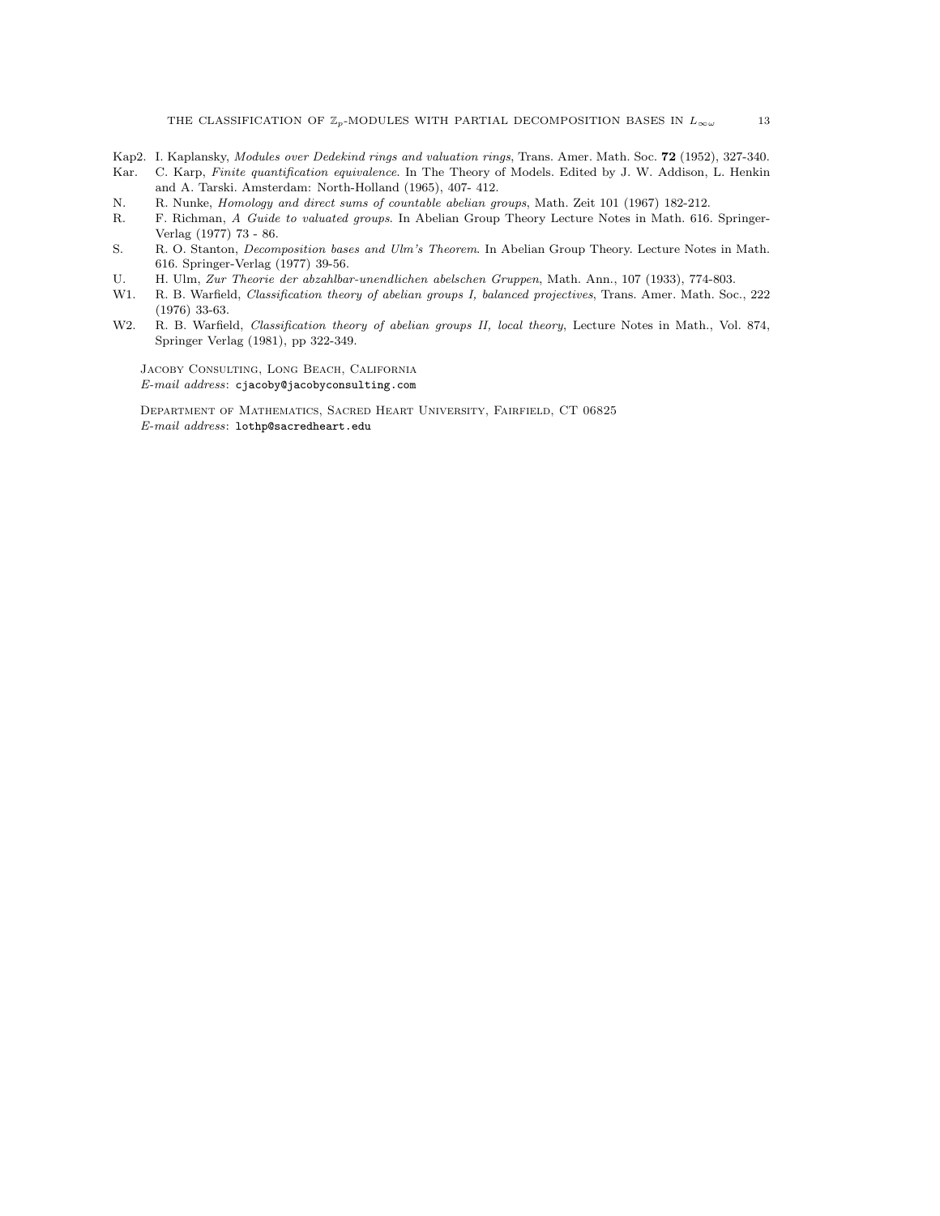Kap2. I. Kaplansky, *Modules over Dedekind rings and valuation rings*, Trans. Amer. Math. Soc. **72** (1952), 327-340.

Kar. C. Karp, *Finite quantification equivalence*. In The Theory of Models. Edited by J. W. Addison, L. Henkin and A. Tarski. Amsterdam: North-Holland (1965), 407- 412.

N. R. Nunke, *Homology and direct sums of countable abelian groups*, Math. Zeit 101 (1967) 182-212.

R. F. Richman, *A Guide to valuated groups*. In Abelian Group Theory Lecture Notes in Math. 616. Springer-Verlag (1977) 73 - 86.

S. R. O. Stanton, *Decomposition bases and Ulm's Theorem*. In Abelian Group Theory. Lecture Notes in Math. 616. Springer-Verlag (1977) 39-56.

U. H. Ulm, *Zur Theorie der abzahlbar-unendlichen abelschen Gruppen*, Math. Ann., 107 (1933), 774-803.

W1. R. B. Warfield, *Classification theory of abelian groups I, balanced projectives*, Trans. Amer. Math. Soc., 222 (1976) 33-63.

W2. R. B. Warfield, *Classification theory of abelian groups II, local theory*, Lecture Notes in Math., Vol. 874, Springer Verlag (1981), pp 322-349.

Jacoby Consulting, Long Beach, California
*E-mail address*: cjacoby@jacobyconsulting.com

Department of Mathematics, Sacred Heart University, Fairfield, CT 06825
*E-mail address*: lothp@sacredheart.edu